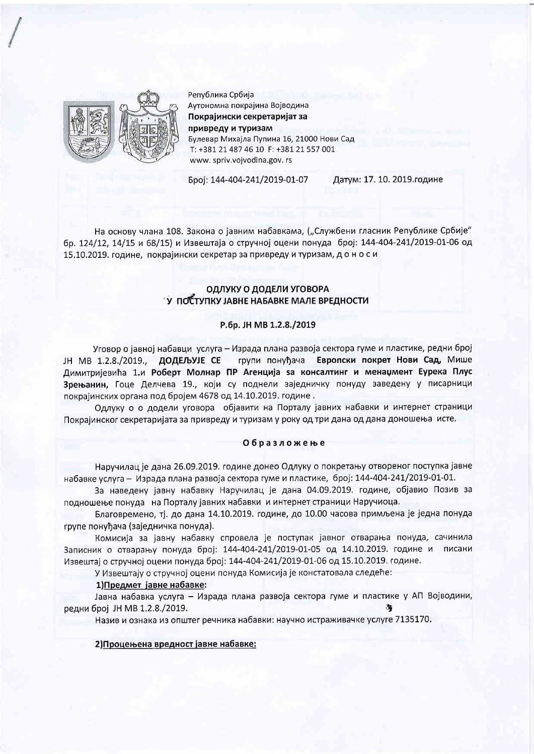Република Србија
Аутономна покрајина Војводина
**Покрајински секретаријат за привреду и туризам**
Булевар Михајла Пупина 16, 21000 Нови Сад
T: +381 21 487 46 10 F: +381 21 557 001
www. spriv.vojvodina.gov. rs

Број: 144-404-241/2019-01-07 Датум: 17. 10. 2019.године

На основу члана 108. Закона о јавним набавкама, („Службени гласник Републике Србије" бр. 124/12, 14/15 и 68/15) и Извештаја о стручној оцени понуда број: 144-404-241/2019-01-06 од 15.10.2019. године, покрајински секретар за привреду и туризам, д о н о с и

## ОДЛУКУ О ДОДЕЛИ УГОВОРА
## У ПОСТУПКУ ЈАВНЕ НАБАВКЕ МАЛЕ ВРЕДНОСТИ

**Р.бр. ЈН МВ 1.2.8./2019**

Уговор о јавној набавци услуга – Израда плана развоја сектора гуме и пластике, редни број ЈН МВ 1.2.8./2019., **ДОДЕЉУЈЕ СЕ** групи понуђача **Европски покрет Нови Сад,** Мише Димитријевића 1.и **Роберт Молнар ПР Агенција sa консалтинг и менаџмент Еурека Плус Зрењанин,** Гоце Делчева 19., који су поднели заједничку понуду заведену у писарници покрајинских органа под бројем 4678 од 14.10.2019. године .

Одлуку о о додели уговора објавити на Порталу јавних набавки и интернет страници Покрајинског секретаријата за привреду и туризам у року од три дана од дана доношења исте.

### Образложење

Наручилац је дана 26.09.2019. године донео Одлуку о покретању отвореног поступка јавне набавке услуга – Израда плана развоја сектора гуме и пластике, број: 144-404-241/2019-01-01.

За наведену јавну набавку Наручилац је дана 04.09.2019. године, објавио Позив за подношење понуда на Порталу јавних набавки и интернет страници Наручиоца.

Благовремено, тј. до дана 14.10.2019. године, до 10.00 часова примљена је једна понуда групе понуђача (заједничка понуда).

Комисија за јавну набавку спровела је поступак јавног отварања понуда, сачинила Записник о отварању понуда број: 144-404-241/2019-01-05 од 14.10.2019. године и писани Извештај о стручној оцени понуда број: 144-404-241/2019-01-06 од 15.10.2019. године.

У Извештају о стручној оцени понуда Комисија је констатовала следеће:

**1)Предмет јавне набавке:**

Јавна набавка услуга – Израда плана развоја сектора гуме и пластике у АП Војводини, редни број ЈН МВ 1.2.8./2019.

Назив и ознака из општег речника набавки: научно истраживачке услуге 7135170.

**2)Процењена вредност јавне набавке:**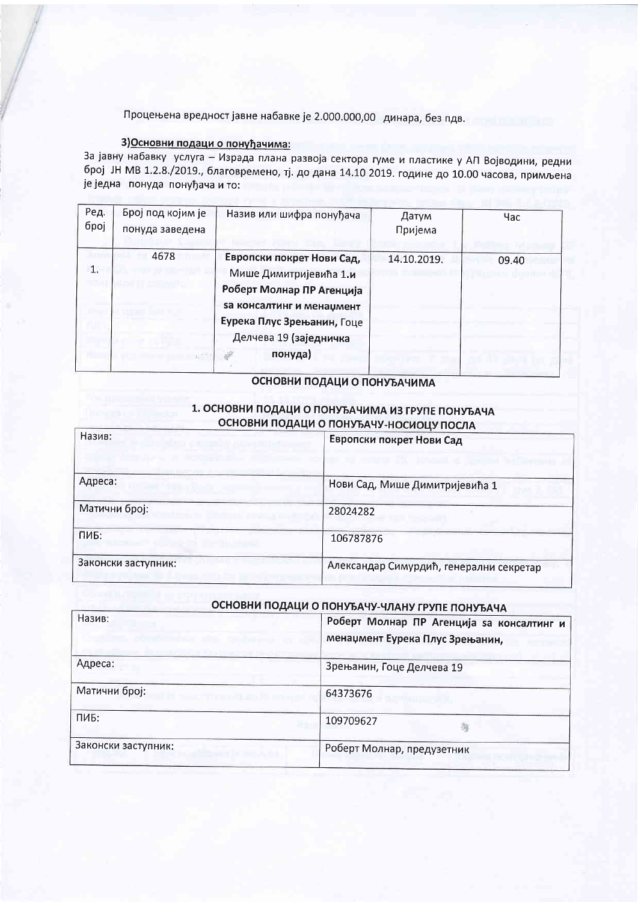Процењена вредност јавне набавке је 2.000.000,00 динара, без пдв.

### 3) Основни подаци о понуђачима:

За јавну набавку услуга – Израда плана развоја сектора гуме и пластике у АП Војводини, редни број ЈН МВ 1.2.8./2019., благовремено, тј. до дана 14.10 2019. године до 10.00 часова, примљена је једна понуда понуђача и то:

| Ред. број | Број под којим је понуда заведена | Назив или шифра понуђача | Датум Пријема | Час |
|---|---|---|---|---|
| 1. | 4678 | **Европски покрет Нови Сад,** Мише Димитријевића 1.и **Роберт Молнар ПР Агенција за консалтинг и менаџмент Еурека Плус Зрењанин,** Гоце Делчева 19 **(заједничка понуда)** | 14.10.2019. | 09.40 |

## ОСНОВНИ ПОДАЦИ О ПОНУЂАЧИМА

### 1. ОСНОВНИ ПОДАЦИ О ПОНУЂАЧИМА ИЗ ГРУПЕ ПОНУЂАЧА

### ОСНОВНИ ПОДАЦИ О ПОНУЂАЧУ-НОСИОЦУ ПОСЛА

| Назив: | Европски покрет Нови Сад |
|---|---|
| Адреса: | Нови Сад, Мише Димитријевића 1 |
| Матични број: | 28024282 |
| ПИБ: | 106787876 |
| Законски заступник: | Александар Симурдић, генерални секретар |

### ОСНОВНИ ПОДАЦИ О ПОНУЂАЧУ-ЧЛАНУ ГРУПЕ ПОНУЂАЧА

| Назив: | Роберт Молнар ПР Агенција за консалтинг и менаџмент Еурека Плус Зрењанин, |
|---|---|
| Адреса: | Зрењанин, Гоце Делчева 19 |
| Матични број: | 64373676 |
| ПИБ: | 109709627 |
| Законски заступник: | Роберт Молнар, предузетник |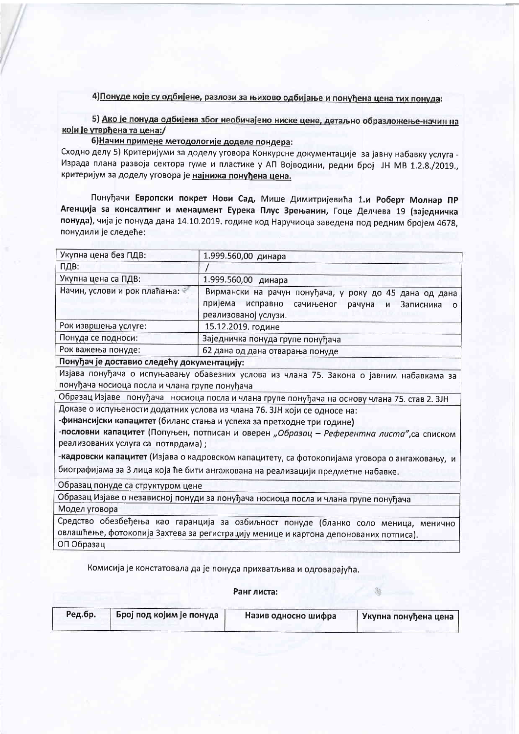4)<u>Понуде које су одбијене, разлози за њихово одбијање и понуђена цена тих понуда</u>:

5) <u>Ако је понуда одбијена због необичајено ниске цене, детаљно образложење-начин на који је утврђена та цена:/</u>

6)<u>Начин примене методологије доделе пондера</u>:

Сходно делу 5) Критеријуми за доделу уговора Конкурсне документације за јавну набавку услуга - Израда плана развоја сектора гуме и пластике у АП Војводини, редни број ЈН МВ 1.2.8./2019., критеријум за доделу уговора је **<u>најнижа понуђена цена.</u>**

Понуђачи **Европски покрет Нови Сад,** Мише Димитријевића 1.**и Роберт Молнар ПР Агенција за консалтинг и менаџмент Еурека Плус Зрењанин,** Гоце Делчева 19 **(заједничка понуда)**, чија је понуда дана 14.10.2019. године код Наручиоца заведена под редним бројем 4678, понудили су следеће:

| Укупна цена без ПДВ: | 1.999.560,00 динара |
|---|---|
| ПДВ: | / |
| Укупна цена са ПДВ: | 1.999.560,00 динара |
| Начин, услови и рок плаћања: | Вирмански на рачун понуђача, у року до 45 дана од дана пријема исправно сачињеног рачуна и Записника о реализованој услузи. |
| Рок извршења услуге: | 15.12.2019. године |
| Понуда се подноси: | Заједничка понуда групе понуђача |
| Рок важења понуде: | 62 дана од дана отварања понуде |
| **Понуђач је доставио следећу документацију:** | |
| Изјава понуђача о испуњавању обавезних услова из члана 75. Закона о јавним набавкама за понуђача носиоца посла и члана групе понуђача | |
| Образац Изјаве понуђача носиоца посла и члана групе понуђача на основу члана 75. став 2. ЗЈН | |
| Доказе о испуњености додатних услова из члана 76. ЗЈН који се односе на:<br>-**финансијски капацитет** (биланс стања и успеха за претходне три године)<br>-**пословни капацитет** (Попуњен, потписан и оверен *„Образац – Референтна листа"*,са списком реализованих услуга са потврдама) ;<br>-**кадровски капацитет** (Изјава о кадровском капацитету, са фотокопијама уговора о ангажовању, и биографијама за 3 лица која ће бити ангажована на реализацији предметне набавке. | |
| Образац понуде са структуром цене | |
| Образац Изјаве о независној понуди за понуђача носиоца посла и члана групе понуђача | |
| Модел уговора | |
| Средство обезбеђења као гаранција за озбиљност понуде (бланко соло меница, менично овлашћење, фотокопија Захтева за регистрацију менице и картона депонованих потписа). | |
| ОП Образац | |

Комисија је констатовала да је понуда прихватљива и одговарајућа.

**Ранг листа:**

| Ред.бр. | Број под којим је понуда | Назив односно шифра | Укупна понуђена цена |
|---|---|---|---|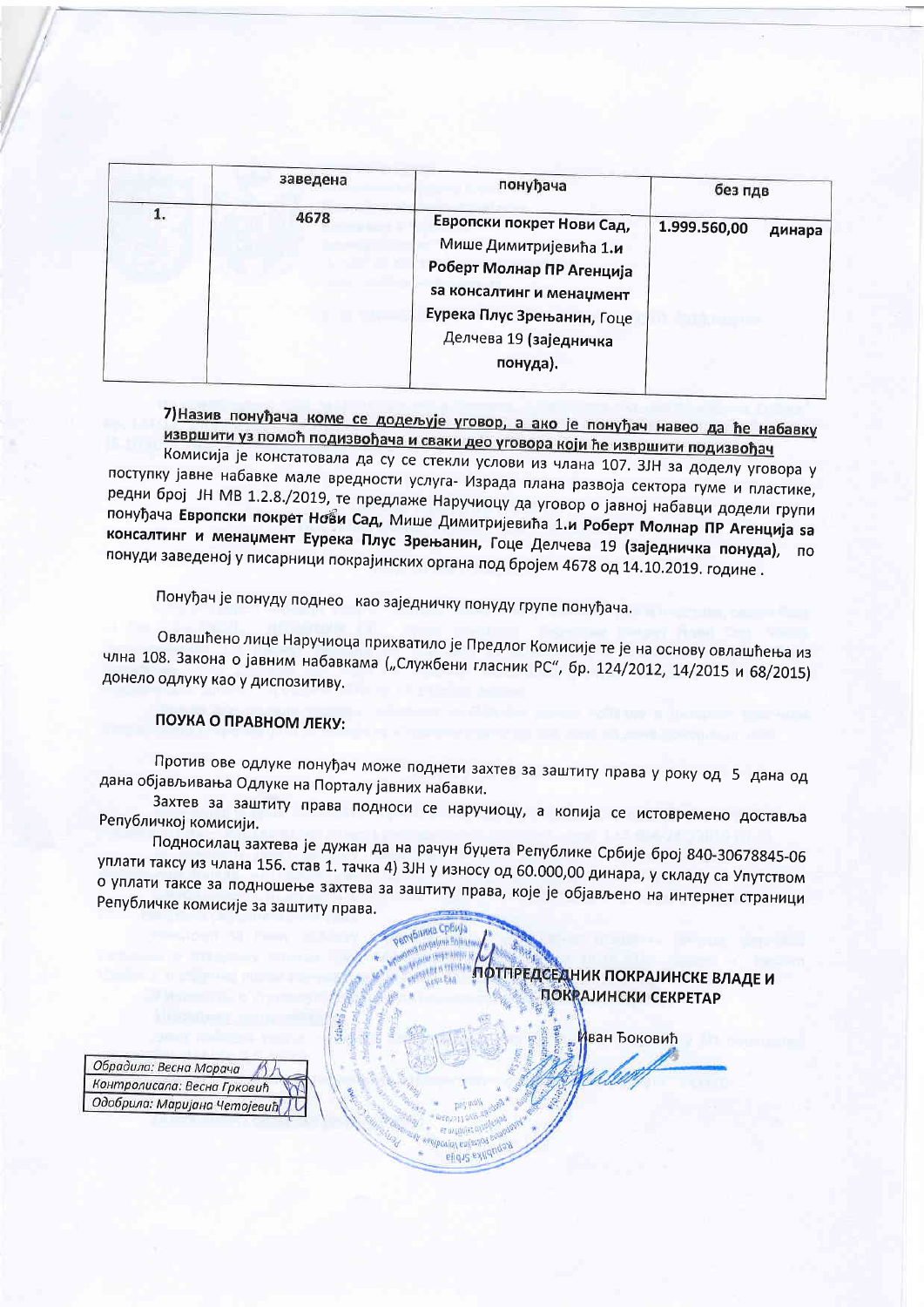| | заведена | понуђача | без пдв |
|---|---|---|---|
| 1. | 4678 | **Европски покрет Нови Сад,** Мише Димитријевића 1.**и Роберт Молнар ПР Агенција са консалтинг и менаџмент** Еурека Плус Зрењанин, Гоце Делчева 19 **(заједничка понуда).** | 1.999.560,00 динара |

**7)Назив понуђача коме се додељује уговор, а ако је понуђач навео да ће набавку извршити уз помоћ подизвођача и сваки део уговора који ће извршити подизвођач**

Комисија је констатовала да су се стекли услови из члана 107. ЗЈН за доделу уговора у поступку јавне набавке мале вредности услуга- Израда плана развоја сектора гуме и пластике, редни број ЈН МВ 1.2.8./2019, те предлаже Наручиоцу да уговор о јавној набавци додели групи понуђача **Европски покрет Нови Сад,** Мише Димитријевића 1.**и Роберт Молнар ПР Агенција са консалтинг и менаџмент Еурека Плус Зрењанин,** Гоце Делчева 19 **(заједничка понуда),** по понуди заведеној у писарници покрајинских органа под бројем 4678 од 14.10.2019. године .

Понуђач је понуду поднео као заједничку понуду групе понуђача.

Овлашћено лице Наручиоца прихватило је Предлог Комисије те је на основу овлашћења из члна 108. Закона о јавним набавкама („Службени гласник РС", бр. 124/2012, 14/2015 и 68/2015) донело одлуку као у диспозитиву.

**ПОУКА О ПРАВНОМ ЛЕКУ:**

Против ове одлуке понуђач може поднети захтев за заштиту права у року од 5 дана од дана објављивања Одлуке на Порталу јавних набавки.

Захтев за заштиту права подноси се наручиоцу, а копија се истовремено доставља Републичкој комисији.

Подносилац захтева је дужан да на рачун буџета Републике Србије број 840-30678845-06 уплати таксу из члана 156. став 1. тачка 4) ЗЈН у износу од 60.000,00 динара, у складу са Упутством о уплати таксе за подношење захтева за заштиту права, које је објављено на интернет страници Републичке комисије за заштиту права.

**ПОТПРЕДСЕДНИК ПОКРАЈИНСКЕ ВЛАДЕ И ПОКРАЈИНСКИ СЕКРЕТАР**

Иван Ђоковић

| |
|---|
| *Обрадило: Весна Морача* |
| *Контролисала: Весна Грковић* |
| *Одобрила: Маријана Четојевић* |